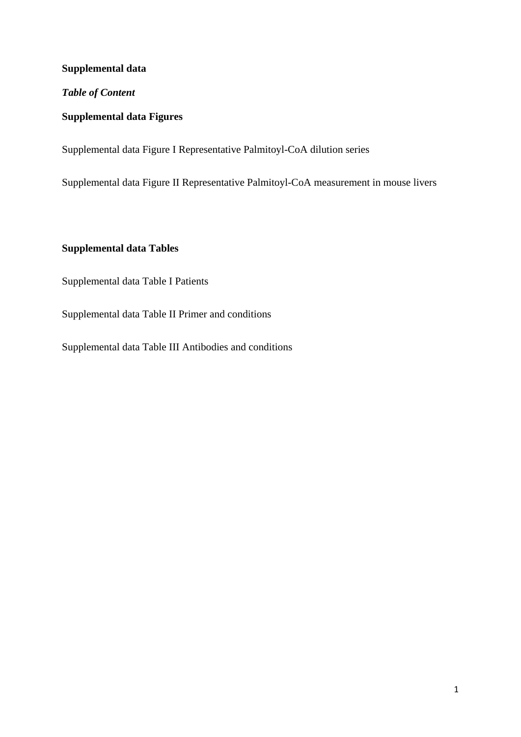# Supplemental data

***Table of Content***

## Supplemental data Figures

Supplemental data Figure I Representative Palmitoyl-CoA dilution series

Supplemental data Figure II Representative Palmitoyl-CoA measurement in mouse livers

## Supplemental data Tables

Supplemental data Table I Patients

Supplemental data Table II Primer and conditions

Supplemental data Table III Antibodies and conditions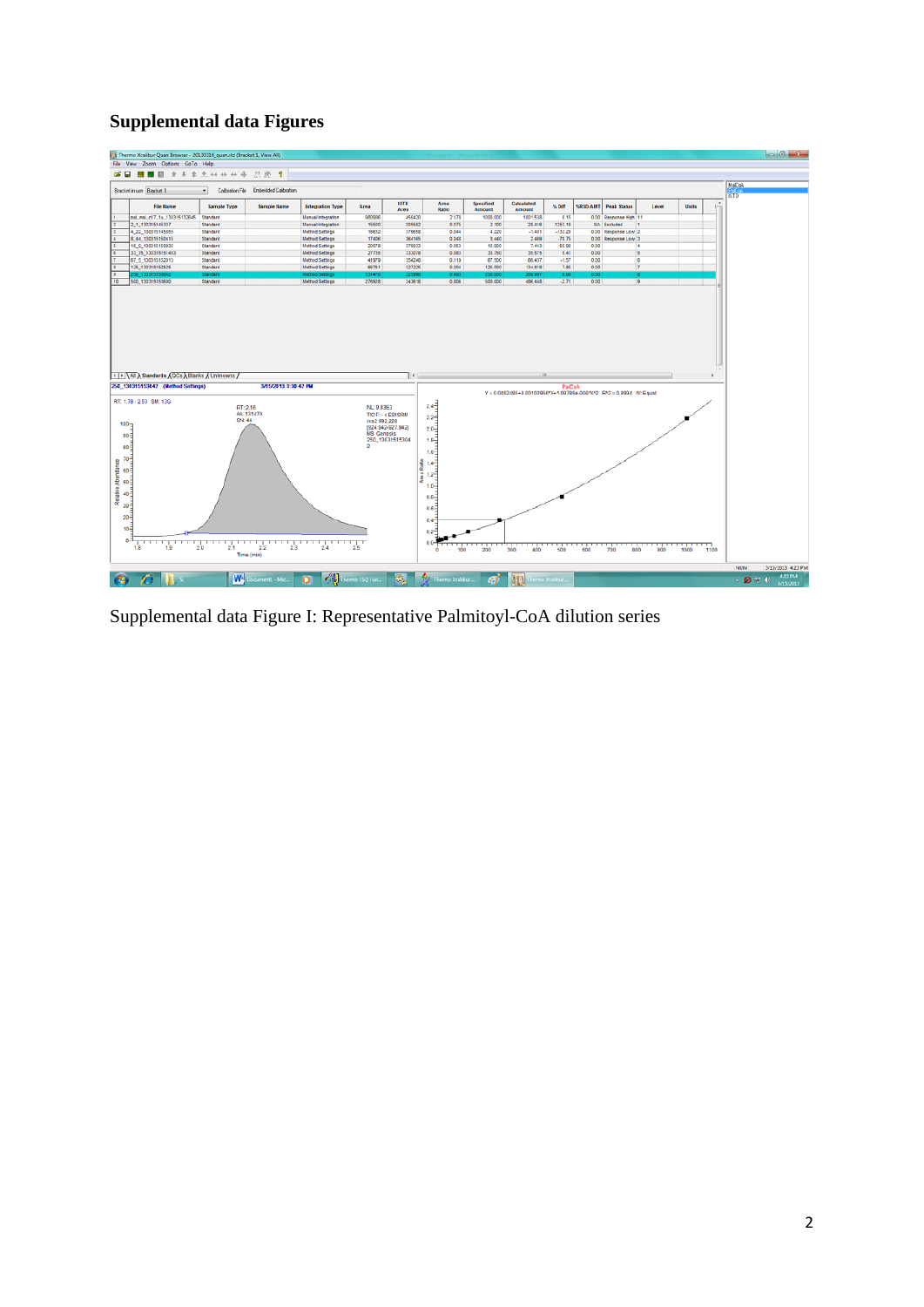# Supplemental data Figures

Supplemental data Figure I: Representative Palmitoyl-CoA dilution series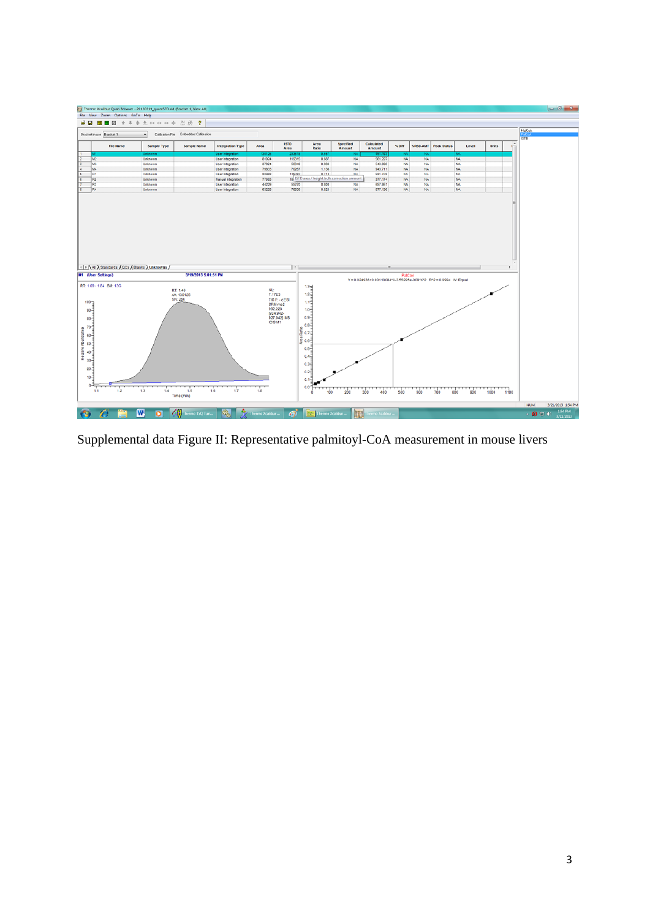Supplemental data Figure II: Representative palmitoyl-CoA measurement in mouse livers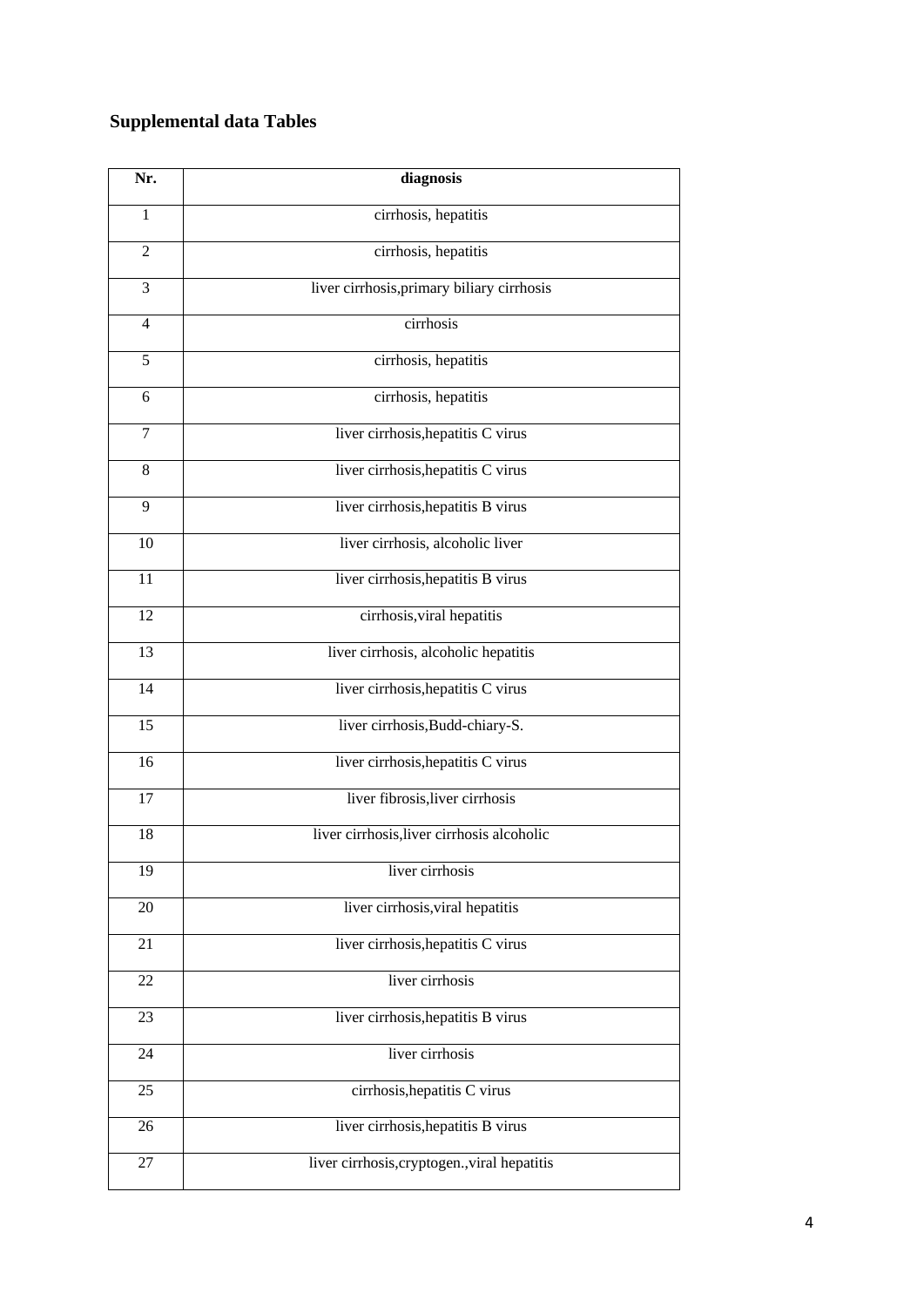# Supplemental data Tables

| Nr. | diagnosis |
|---|---|
| 1 | cirrhosis, hepatitis |
| 2 | cirrhosis, hepatitis |
| 3 | liver cirrhosis,primary biliary cirrhosis |
| 4 | cirrhosis |
| 5 | cirrhosis, hepatitis |
| 6 | cirrhosis, hepatitis |
| 7 | liver cirrhosis,hepatitis C virus |
| 8 | liver cirrhosis,hepatitis C virus |
| 9 | liver cirrhosis,hepatitis B virus |
| 10 | liver cirrhosis, alcoholic liver |
| 11 | liver cirrhosis,hepatitis B virus |
| 12 | cirrhosis,viral hepatitis |
| 13 | liver cirrhosis, alcoholic hepatitis |
| 14 | liver cirrhosis,hepatitis C virus |
| 15 | liver cirrhosis,Budd-chiary-S. |
| 16 | liver cirrhosis,hepatitis C virus |
| 17 | liver fibrosis,liver cirrhosis |
| 18 | liver cirrhosis,liver cirrhosis alcoholic |
| 19 | liver cirrhosis |
| 20 | liver cirrhosis,viral hepatitis |
| 21 | liver cirrhosis,hepatitis C virus |
| 22 | liver cirrhosis |
| 23 | liver cirrhosis,hepatitis B virus |
| 24 | liver cirrhosis |
| 25 | cirrhosis,hepatitis C virus |
| 26 | liver cirrhosis,hepatitis B virus |
| 27 | liver cirrhosis,cryptogen.,viral hepatitis |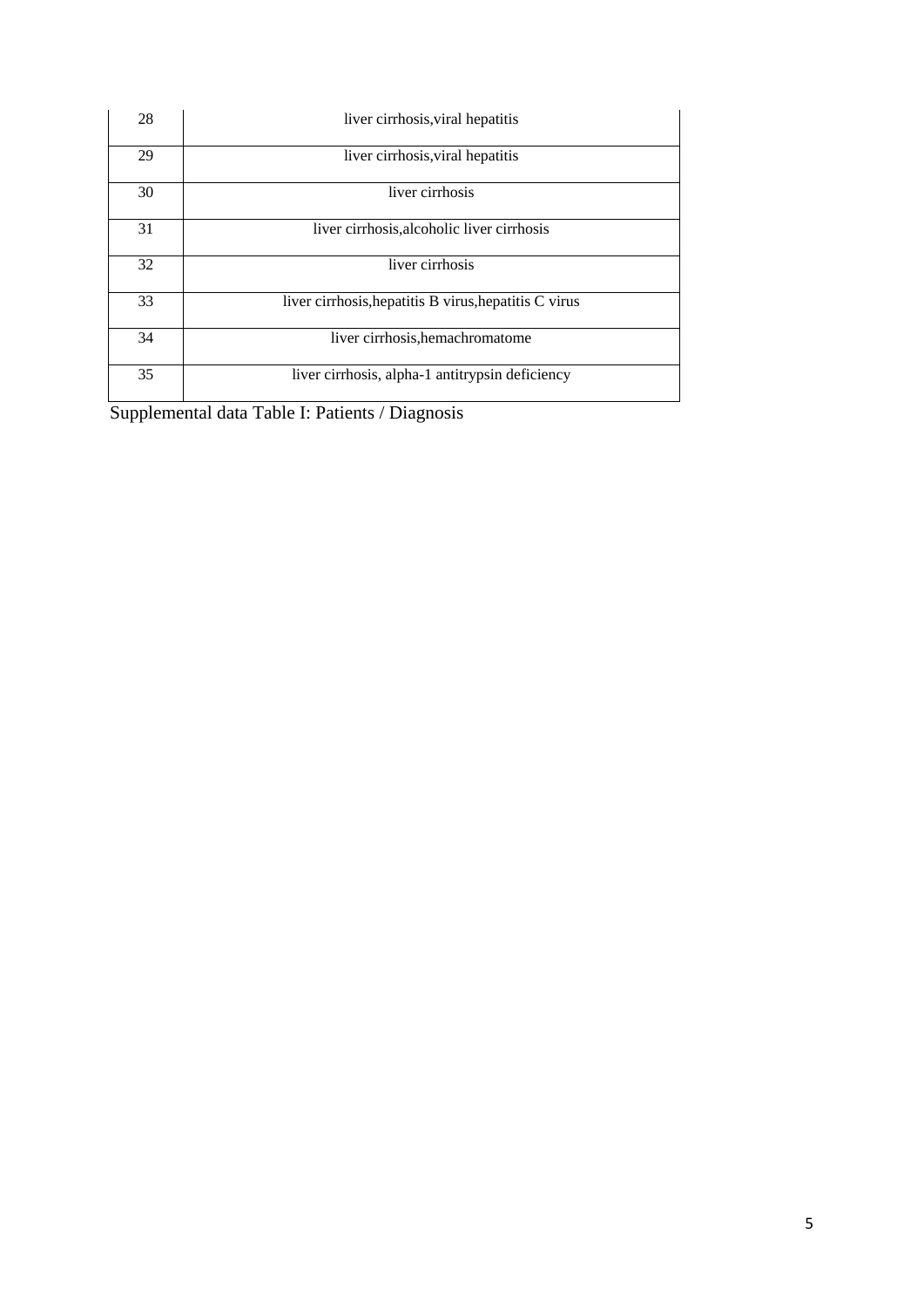| 28 | liver cirrhosis,viral hepatitis |
|---|---|
| 29 | liver cirrhosis,viral hepatitis |
| 30 | liver cirrhosis |
| 31 | liver cirrhosis,alcoholic liver cirrhosis |
| 32 | liver cirrhosis |
| 33 | liver cirrhosis,hepatitis B virus,hepatitis C virus |
| 34 | liver cirrhosis,hemachromatome |
| 35 | liver cirrhosis, alpha-1 antitrypsin deficiency |

Supplemental data Table I: Patients / Diagnosis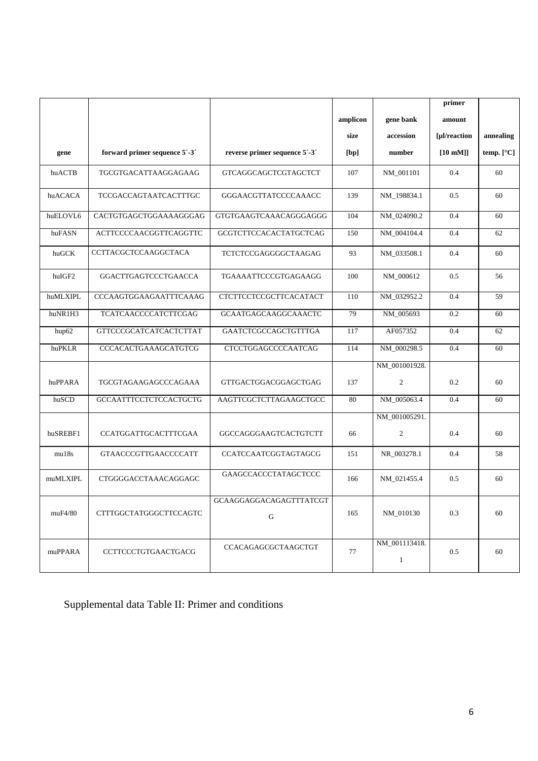| gene | forward primer sequence 5´-3´ | reverse primer sequence 5´-3´ | amplicon size [bp] | gene bank accession number | primer amount [µl/reaction [10 mM]] | annealing temp. [°C] |
|---|---|---|---|---|---|---|
| huACTB | TGCGTGACATTAAGGAGAAG | GTCAGGCAGCTCGTAGCTCT | 107 | NM_001101 | 0.4 | 60 |
| huACACA | TCCGACCAGTAATCACTTTGC | GGGAACGTTATCCCCAAACC | 139 | NM_198834.1 | 0.5 | 60 |
| huELOVL6 | CACTGTGAGCTGGAAAAGGGAG | GTGTGAAGTCAAACAGGGAGGG | 104 | NM_024090.2 | 0.4 | 60 |
| huFASN | ACTTCCCCAACGGTTCAGGTTC | GCGTCTTCCACACTATGCTCAG | 150 | NM_004104.4 | 0.4 | 62 |
| huGCK | CCTTACGCTCCAAGGCTACA | TCTCTCCGAGGGGCTAAGAG | 93 | NM_033508.1 | 0.4 | 60 |
| huIGF2 | GGACTTGAGTCCCTGAACCA | TGAAAATTCCCGTGAGAAGG | 100 | NM_000612 | 0.5 | 56 |
| huMLXIPL | CCCAAGTGGAAGAATTTCAAAG | CTCTTCCTCCGCTTCACATACT | 110 | NM_032952.2 | 0.4 | 59 |
| huNR1H3 | TCATCAACCCCATCTTCGAG | GCAATGAGCAAGGCAAACTC | 79 | NM_005693 | 0.2 | 60 |
| hup62 | GTTCCCGCATCATCACTCTTAT | GAATCTCGCCAGCTGTTTGA | 117 | AF057352 | 0.4 | 62 |
| huPKLR | CCCACACTGAAAGCATGTCG | CTCCTGGAGCCCCAATCAG | 114 | NM_000298.5 | 0.4 | 60 |
| huPPARA | TGCGTAGAAGAGCCCAGAAA | GTTGACTGGACGGAGCTGAG | 137 | NM_001001928.2 | 0.2 | 60 |
| huSCD | GCCAATTTCCTCTCCACTGCTG | AAGTTCGCTCTTAGAAGCTGCC | 80 | NM_005063.4 | 0.4 | 60 |
| huSREBF1 | CCATGGATTGCACTTTCGAA | GGCCAGGGAAGTCACTGTCTT | 66 | NM_001005291.2 | 0.4 | 60 |
| mu18s | GTAACCCGTTGAACCCCATT | CCATCCAATCGGTAGTAGCG | 151 | NR_003278.1 | 0.4 | 58 |
| muMLXIPL | CTGGGGACCTAAACAGGAGC | GAAGCCACCCTATAGCTCCC | 166 | NM_021455.4 | 0.5 | 60 |
| muF4/80 | CTTTGGCTATGGGCTTCCAGTC | GCAAGGAGGACAGAGTTTATCGTG | 165 | NM_010130 | 0.3 | 60 |
| muPPARA | CCTTCCCTGTGAACTGACG | CCACAGAGCGCTAAGCTGT | 77 | NM_001113418.1 | 0.5 | 60 |

Supplemental data Table II: Primer and conditions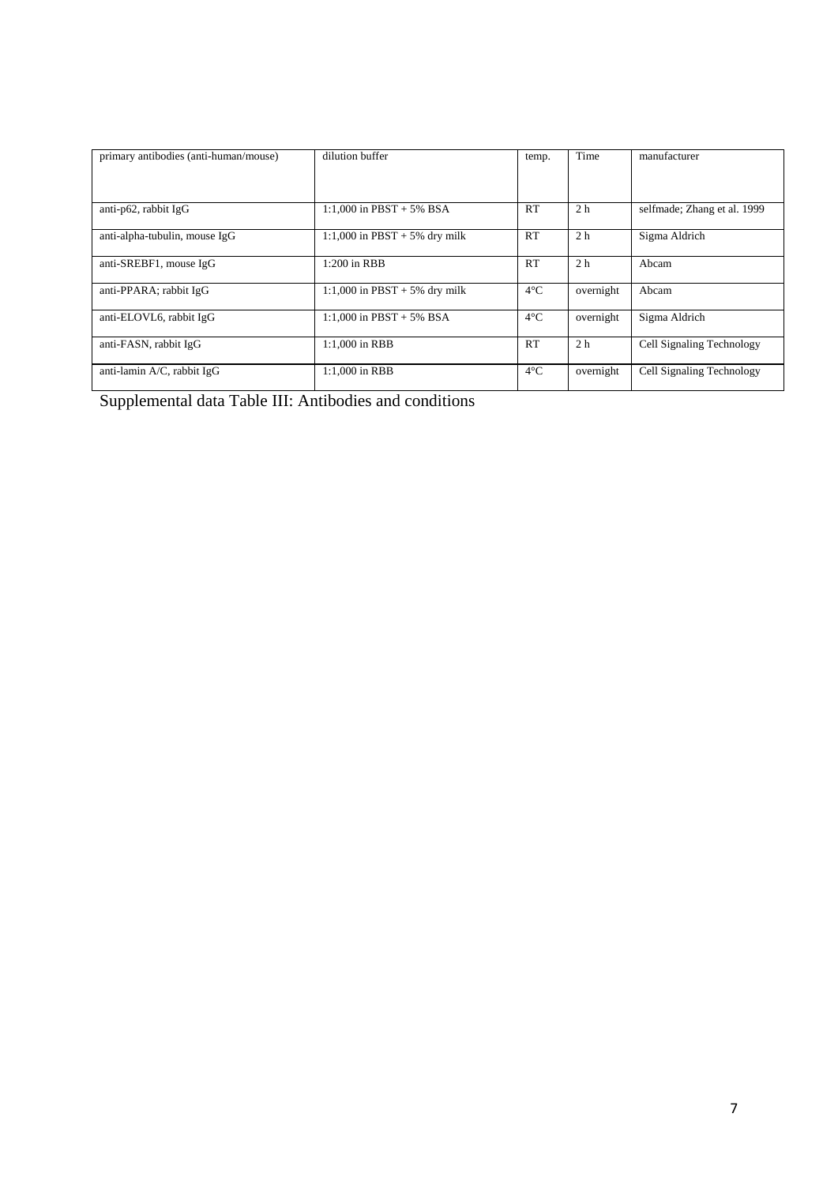| primary antibodies (anti-human/mouse) | dilution buffer | temp. | Time | manufacturer |
| --- | --- | --- | --- | --- |
| anti-p62, rabbit IgG | 1:1,000 in PBST + 5% BSA | RT | 2 h | selfmade; Zhang et al. 1999 |
| anti-alpha-tubulin, mouse IgG | 1:1,000 in PBST + 5% dry milk | RT | 2 h | Sigma Aldrich |
| anti-SREBF1, mouse IgG | 1:200 in RBB | RT | 2 h | Abcam |
| anti-PPARA; rabbit IgG | 1:1,000 in PBST + 5% dry milk | 4°C | overnight | Abcam |
| anti-ELOVL6, rabbit IgG | 1:1,000 in PBST + 5% BSA | 4°C | overnight | Sigma Aldrich |
| anti-FASN, rabbit IgG | 1:1,000 in RBB | RT | 2 h | Cell Signaling Technology |
| anti-lamin A/C, rabbit IgG | 1:1,000 in RBB | 4°C | overnight | Cell Signaling Technology |

Supplemental data Table III: Antibodies and conditions